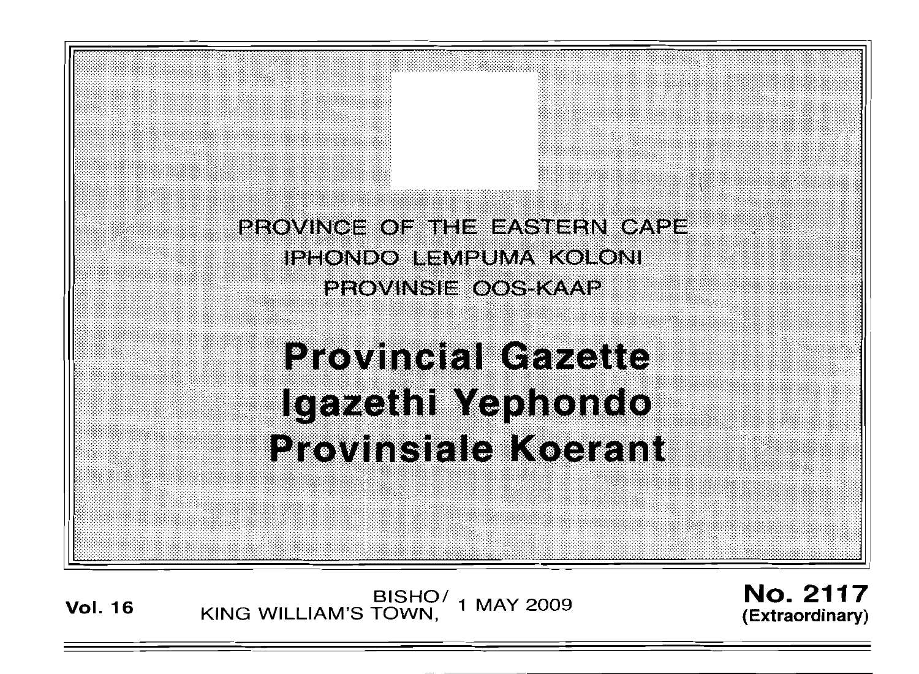PROVINCE OF THE EASTERN CAPE

IPHONDO LEMPUMA KOLONI

PROVINSIE OOS-KAAP

# Provincial Gazette

# Igazethi Yephondo

# Provinsiale Koerant

**Vol. 16** BISHO/ KING WILLIAM'S TOWN, 1 MAY 2009 **No. 2117** **(Extraordinary)**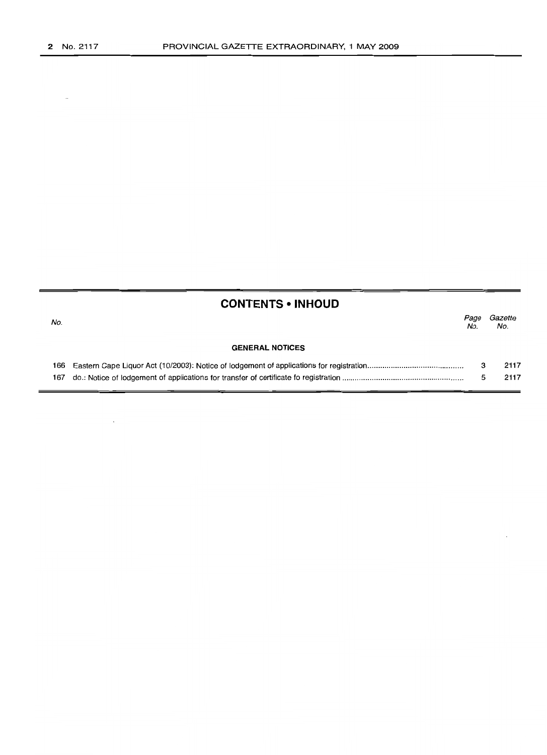## CONTENTS • INHOUD

| No. | | Page No. | Gazette No. |
|---|---|---|---|
| | **GENERAL NOTICES** | | |
| 166 | Eastern Cape Liquor Act (10/2003): Notice of lodgement of applications for registration | 3 | 2117 |
| 167 | do.: Notice of lodgement of applications for transfer of certificate fo registration | 5 | 2117 |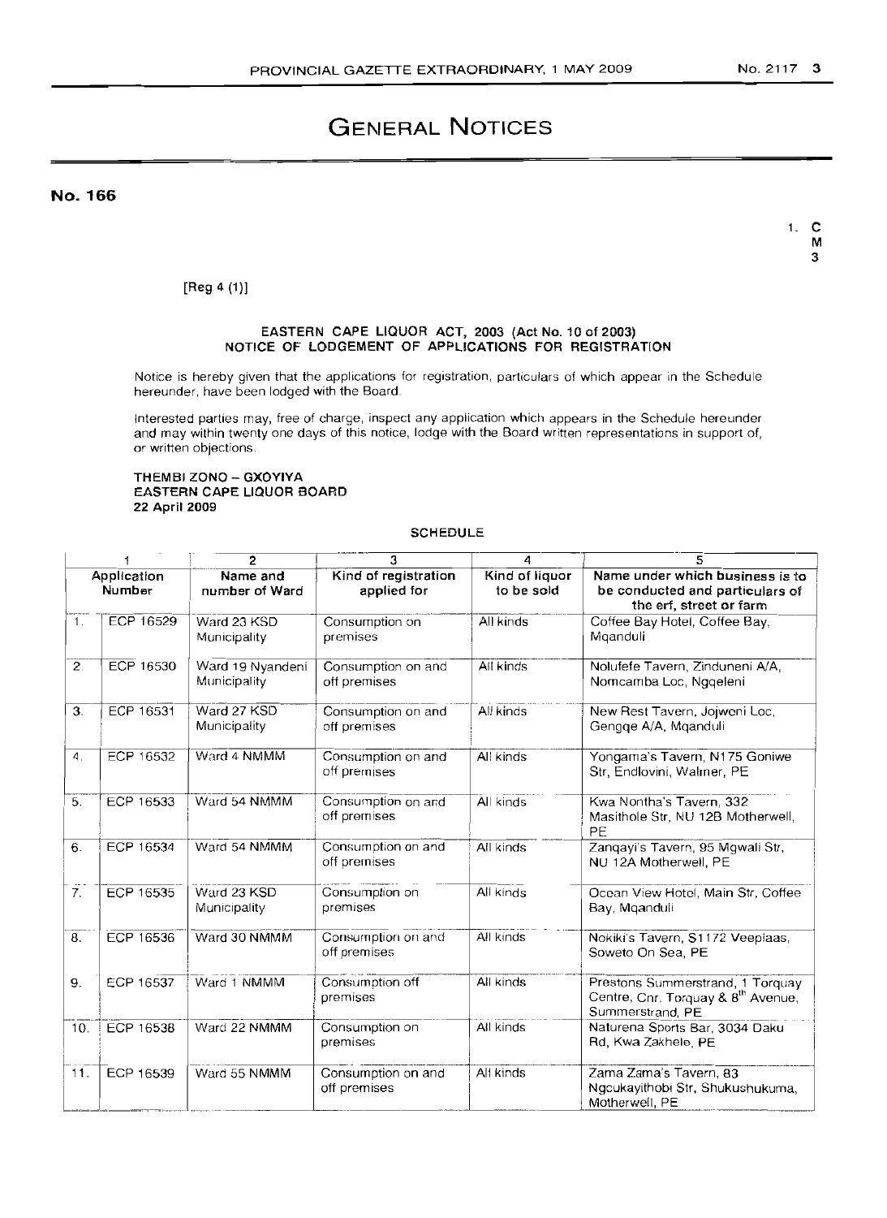# GENERAL NOTICES

**No. 166**

1. C
M
3

[Reg 4 (1)]

**EASTERN CAPE LIQUOR ACT, 2003 (Act No. 10 of 2003)**
**NOTICE OF LODGEMENT OF APPLICATIONS FOR REGISTRATION**

Notice is hereby given that the applications for registration, particulars of which appear in the Schedule hereunder, have been lodged with the Board.

Interested parties may, free of charge, inspect any application which appears in the Schedule hereunder and may within twenty one days of this notice, lodge with the Board written representations in support of, or written objections.

**THEMBI ZONO – GXOYIYA**
**EASTERN CAPE LIQUOR BOARD**
**22 April 2009**

SCHEDULE

| 1 | | 2 | 3 | 4 | 5 |
|---|---|---|---|---|---|
| **Application Number** | | **Name and number of Ward** | **Kind of registration applied for** | **Kind of liquor to be sold** | **Name under which business is to be conducted and particulars of the erf, street or farm** |
| 1. | ECP 16529 | Ward 23 KSD Municipality | Consumption on premises | All kinds | Coffee Bay Hotel, Coffee Bay, Mqanduli |
| 2. | ECP 16530 | Ward 19 Nyandeni Municipality | Consumption on and off premises | All kinds | Nolufefe Tavern, Zinduneni A/A, Nomcamba Loc, Ngqeleni |
| 3. | ECP 16531 | Ward 27 KSD Municipality | Consumption on and off premises | All kinds | New Rest Tavern, Jojweni Loc, Gengqe A/A, Mqanduli |
| 4. | ECP 16532 | Ward 4 NMMM | Consumption on and off premises | All kinds | Yongama's Tavern, N175 Goniwe Str, Endlovini, Walmer, PE |
| 5. | ECP 16533 | Ward 54 NMMM | Consumption on and off premises | All kinds | Kwa Nontha's Tavern, 332 Masithole Str, NU 12B Motherwell, PE |
| 6. | ECP 16534 | Ward 54 NMMM | Consumption on and off premises | All kinds | Zanqayi's Tavern, 95 Mgwali Str, NU 12A Motherwell, PE |
| 7. | ECP 16535 | Ward 23 KSD Municipality | Consumption on premises | All kinds | Ocean View Hotel, Main Str, Coffee Bay, Mqanduli |
| 8. | ECP 16536 | Ward 30 NMMM | Consumption on and off premises | All kinds | Nokiki's Tavern, S1172 Veeplaas, Soweto On Sea, PE |
| 9. | ECP 16537 | Ward 1 NMMM | Consumption off premises | All kinds | Prestons Summerstrand, 1 Torquay Centre, Cnr. Torquay & 8th Avenue, Summerstrand, PE |
| 10. | ECP 16538 | Ward 22 NMMM | Consumption on premises | All kinds | Naturena Sports Bar, 3034 Daku Rd, Kwa Zakhele, PE |
| 11. | ECP 16539 | Ward 55 NMMM | Consumption on and off premises | All kinds | Zama Zama's Tavern, 83 Ngcukayithobi Str, Shukushukuma, Motherwell, PE |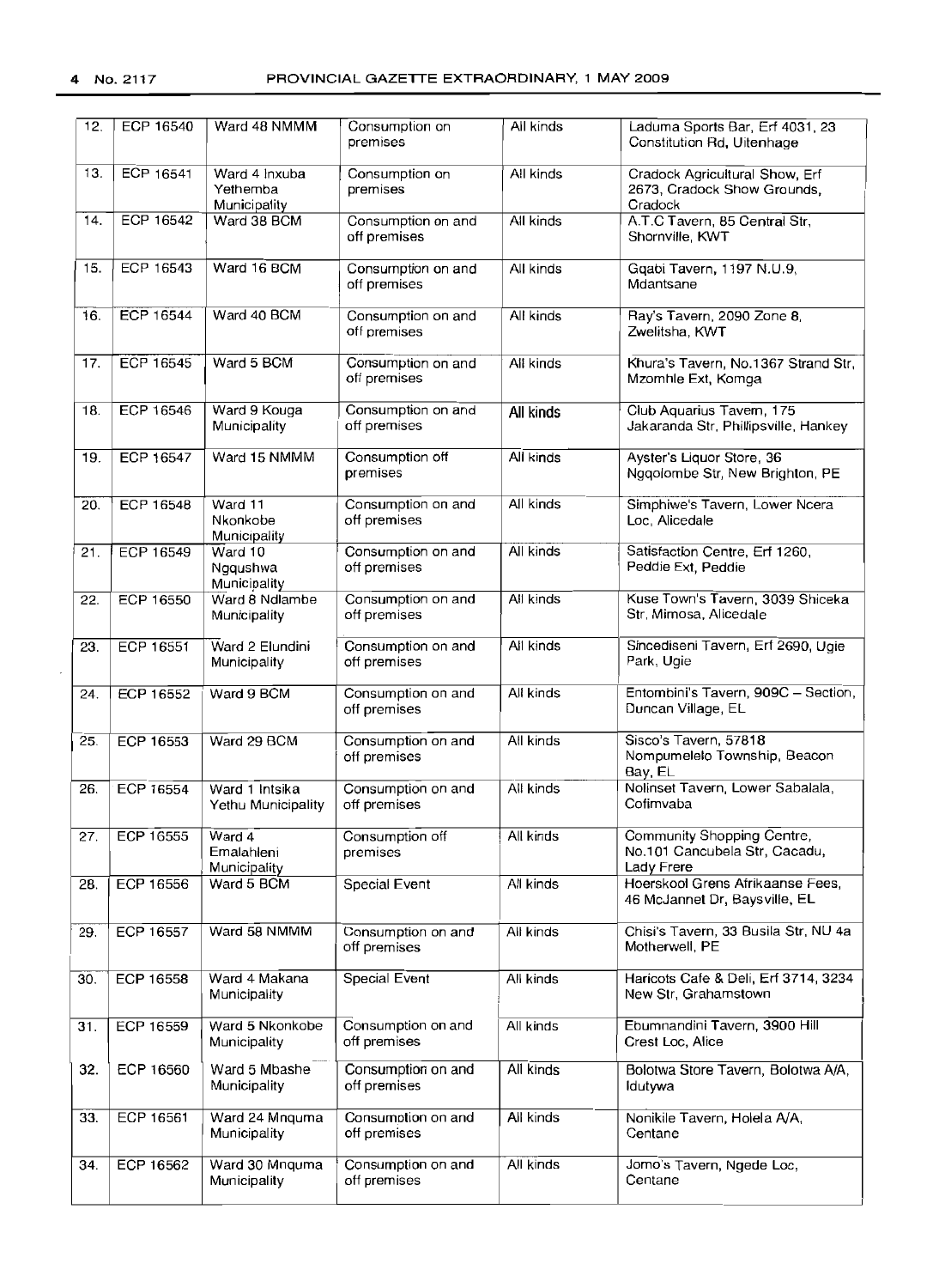| 12. | ECP 16540 | Ward 48 NMMM | Consumption on premises | All kinds | Laduma Sports Bar, Erf 4031, 23 Constitution Rd, Uitenhage |
|---|---|---|---|---|---|
| 13. | ECP 16541 | Ward 4 Inxuba Yethemba Municipality | Consumption on premises | All kinds | Cradock Agricultural Show, Erf 2673, Cradock Show Grounds, Cradock |
| 14. | ECP 16542 | Ward 38 BCM | Consumption on and off premises | All kinds | A.T.C Tavern, 85 Central Str, Shornville, KWT |
| 15. | ECP 16543 | Ward 16 BCM | Consumption on and off premises | All kinds | Gqabi Tavern, 1197 N.U.9, Mdantsane |
| 16. | ECP 16544 | Ward 40 BCM | Consumption on and off premises | All kinds | Ray's Tavern, 2090 Zone 8, Zwelitsha, KWT |
| 17. | ECP 16545 | Ward 5 BCM | Consumption on and off premises | All kinds | Khura's Tavern, No.1367 Strand Str, Mzomhle Ext, Komga |
| 18. | ECP 16546 | Ward 9 Kouga Municipality | Consumption on and off premises | All kinds | Club Aquarius Tavern, 175 Jakaranda Str, Phillipsville, Hankey |
| 19. | ECP 16547 | Ward 15 NMMM | Consumption off premises | All kinds | Ayster's Liquor Store, 36 Ngqolombe Str, New Brighton, PE |
| 20. | ECP 16548 | Ward 11 Nkonkobe Municipality | Consumption on and off premises | All kinds | Simphiwe's Tavern, Lower Ncera Loc, Alicedale |
| 21. | ECP 16549 | Ward 10 Ngqushwa Municipality | Consumption on and off premises | All kinds | Satisfaction Centre, Erf 1260, Peddie Ext, Peddie |
| 22. | ECP 16550 | Ward 8 Ndlambe Municipality | Consumption on and off premises | All kinds | Kuse Town's Tavern, 3039 Shiceka Str, Mimosa, Alicedale |
| 23. | ECP 16551 | Ward 2 Elundini Municipality | Consumption on and off premises | All kinds | Sincediseni Tavern, Erf 2690, Ugie Park, Ugie |
| 24. | ECP 16552 | Ward 9 BCM | Consumption on and off premises | All kinds | Entombini's Tavern, 909C – Section, Duncan Village, EL |
| 25. | ECP 16553 | Ward 29 BCM | Consumption on and off premises | All kinds | Sisco's Tavern, 57818 Nompumelelo Township, Beacon Bay, EL |
| 26. | ECP 16554 | Ward 1 Intsika Yethu Municipality | Consumption on and off premises | All kinds | Nolinset Tavern, Lower Sabalala, Cofimvaba |
| 27. | ECP 16555 | Ward 4 Emalahleni Municipality | Consumption off premises | All kinds | Community Shopping Centre, No.101 Cancubela Str, Cacadu, Lady Frere |
| 28. | ECP 16556 | Ward 5 BCM | Special Event | All kinds | Hoerskool Grens Afrikaanse Fees, 46 McJannet Dr, Baysville, EL |
| 29. | ECP 16557 | Ward 58 NMMM | Consumption on and off premises | All kinds | Chisi's Tavern, 33 Busila Str, NU 4a Motherwell, PE |
| 30. | ECP 16558 | Ward 4 Makana Municipality | Special Event | All kinds | Haricots Cafe & Deli, Erf 3714, 3234 New Str, Grahamstown |
| 31. | ECP 16559 | Ward 5 Nkonkobe Municipality | Consumption on and off premises | All kinds | Ebumnandini Tavern, 3900 Hill Crest Loc, Alice |
| 32. | ECP 16560 | Ward 5 Mbashe Municipality | Consumption on and off premises | All kinds | Bolotwa Store Tavern, Bolotwa A/A, Idutywa |
| 33. | ECP 16561 | Ward 24 Mnquma Municipality | Consumption on and off premises | All kinds | Nonikile Tavern, Holela A/A, Centane |
| 34. | ECP 16562 | Ward 30 Mnquma Municipality | Consumption on and off premises | All kinds | Jomo's Tavern, Ngede Loc, Centane |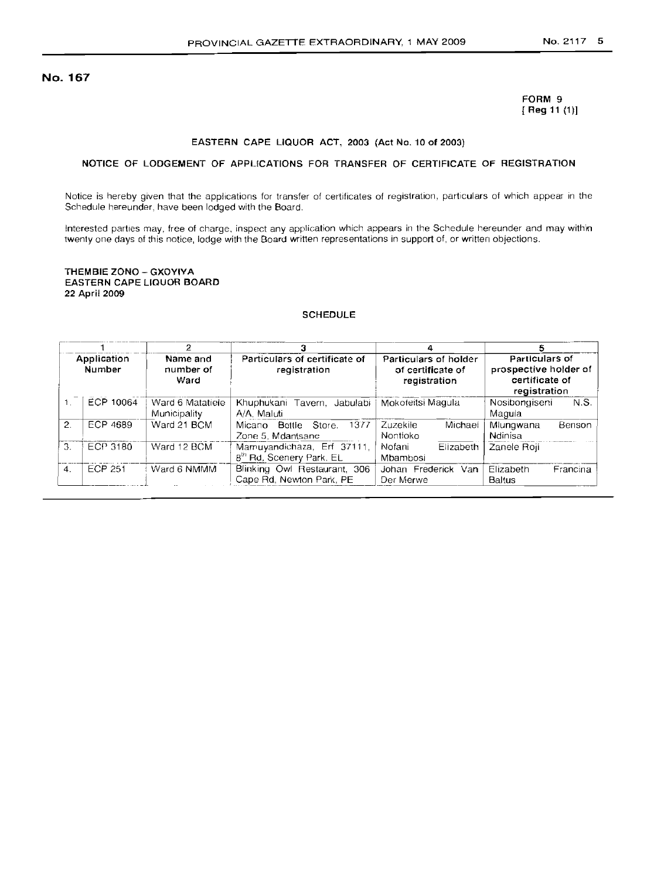**No. 167**

FORM 9
[ Reg 11 (1)]

**EASTERN CAPE LIQUOR ACT, 2003 (Act No. 10 of 2003)**

**NOTICE OF LODGEMENT OF APPLICATIONS FOR TRANSFER OF CERTIFICATE OF REGISTRATION**

Notice is hereby given that the applications for transfer of certificates of registration, particulars of which appear in the Schedule hereunder, have been lodged with the Board.

Interested parties may, free of charge, inspect any application which appears in the Schedule hereunder and may within twenty one days of this notice, lodge with the Board written representations in support of, or written objections.

**THEMBIE ZONO – GXOYIYA**
**EASTERN CAPE LIQUOR BOARD**
**22 April 2009**

SCHEDULE

| 1 | | 2 | 3 | 4 | 5 |
|---|---|---|---|---|---|
| **Application Number** | | **Name and number of Ward** | **Particulars of certificate of registration** | **Particulars of holder of certificate of registration** | **Particulars of prospective holder of certificate of registration** |
| 1. | ECP 10064 | Ward 6 Matatiele Municipality | Khuphukani Tavern, Jabulabi A/A, Maluti | Mokoteitsi Magula | Nosibongiseni N.S. Magula |
| 2. | ECP 4689 | Ward 21 BCM | Micano Bottle Store, 1377 Zone 5, Mdantsane | Zuzekile Michael Nontloko | Mlungwana Benson Ndinisa |
| 3. | ECP 3180 | Ward 12 BCM | Mamuyandichaza, Erf 37111, 8th Rd, Scenery Park, EL | Nofani Elizabeth Mbambosi | Zanele Roji |
| 4. | ECP 251 | Ward 6 NMMM | Blinking Owl Restaurant, 306 Cape Rd, Newton Park, PE | Johan Frederick Van Der Merwe | Elizabeth Francina Baltus |